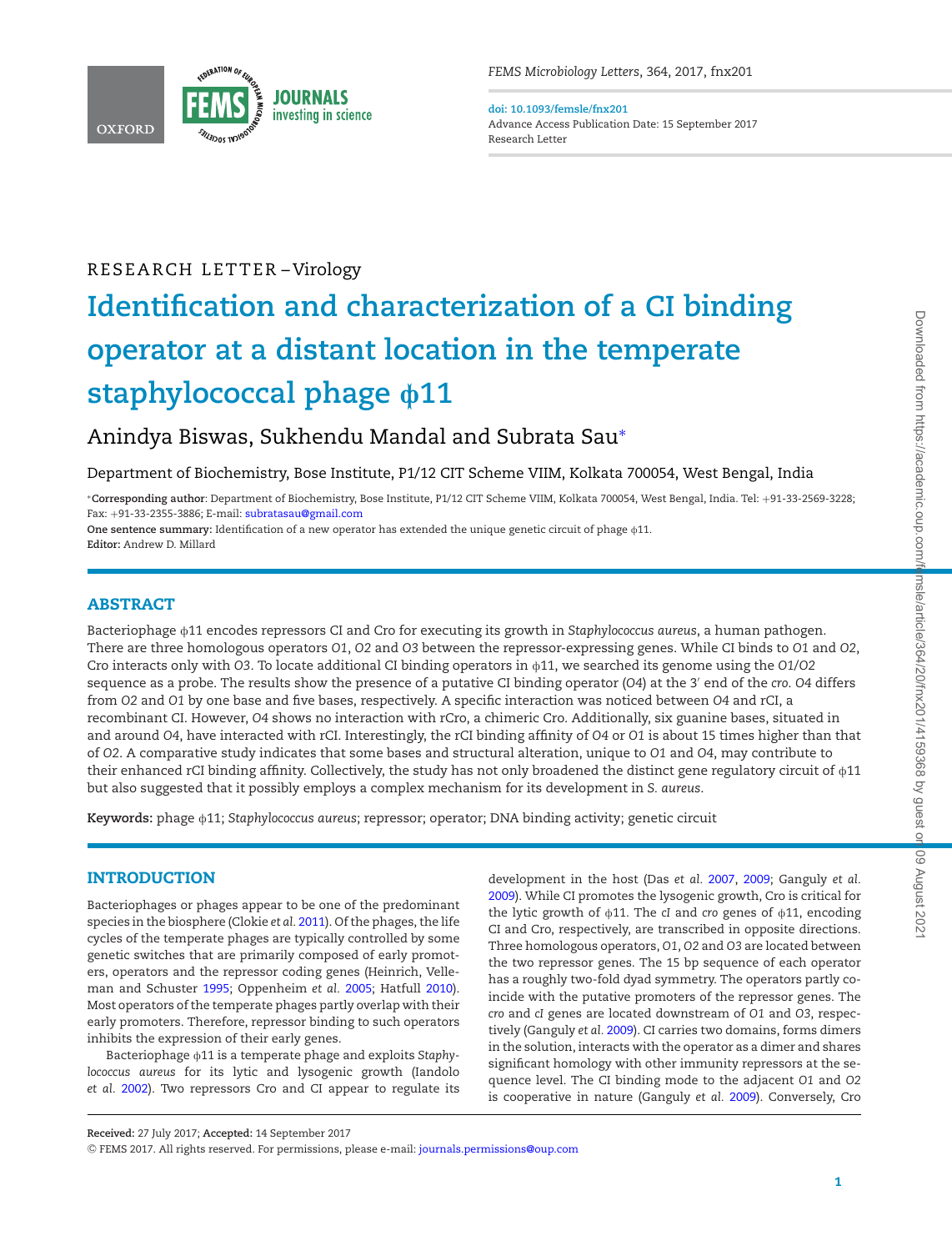RESEARCH LETTER – Virology

# Identification and characterization of a CI binding operator at a distant location in the temperate staphylococcal phage ϕ11

Anindya Biswas, Sukhendu Mandal and Subrata Sau*

Department of Biochemistry, Bose Institute, P1/12 CIT Scheme VIIM, Kolkata 700054, West Bengal, India

*Corresponding author: Department of Biochemistry, Bose Institute, P1/12 CIT Scheme VIIM, Kolkata 700054, West Bengal, India. Tel: +91-33-2569-3228; Fax: +91-33-2355-3886; E-mail: subratasau@gmail.com

**One sentence summary:** Identification of a new operator has extended the unique genetic circuit of phage ϕ11.

**Editor:** Andrew D. Millard

## ABSTRACT

Bacteriophage ϕ11 encodes repressors CI and Cro for executing its growth in *Staphylococcus aureus*, a human pathogen. There are three homologous operators *O1*, *O2* and *O3* between the repressor-expressing genes. While CI binds to *O1* and *O2*, Cro interacts only with *O3*. To locate additional CI binding operators in ϕ11, we searched its genome using the *O1*/*O2* sequence as a probe. The results show the presence of a putative CI binding operator (*O4*) at the 3′ end of the *cro*. *O4* differs from *O2* and *O1* by one base and five bases, respectively. A specific interaction was noticed between *O4* and rCI, a recombinant CI. However, *O4* shows no interaction with rCro, a chimeric Cro. Additionally, six guanine bases, situated in and around *O4*, have interacted with rCI. Interestingly, the rCI binding affinity of *O4* or *O1* is about 15 times higher than that of *O2*. A comparative study indicates that some bases and structural alteration, unique to *O1* and *O4*, may contribute to their enhanced rCI binding affinity. Collectively, the study has not only broadened the distinct gene regulatory circuit of ϕ11 but also suggested that it possibly employs a complex mechanism for its development in *S. aureus*.

**Keywords:** phage ϕ11; *Staphylococcus aureus*; repressor; operator; DNA binding activity; genetic circuit

## INTRODUCTION

Bacteriophages or phages appear to be one of the predominant species in the biosphere (Clokie *et al.* 2011). Of the phages, the life cycles of the temperate phages are typically controlled by some genetic switches that are primarily composed of early promoters, operators and the repressor coding genes (Heinrich, Velleman and Schuster 1995; Oppenheim *et al.* 2005; Hatfull 2010). Most operators of the temperate phages partly overlap with their early promoters. Therefore, repressor binding to such operators inhibits the expression of their early genes.

Bacteriophage ϕ11 is a temperate phage and exploits *Staphylococcus aureus* for its lytic and lysogenic growth (Iandolo *et al.* 2002). Two repressors Cro and CI appear to regulate its development in the host (Das *et al.* 2007, 2009; Ganguly *et al.* 2009). While CI promotes the lysogenic growth, Cro is critical for the lytic growth of ϕ11. The *cI* and *cro* genes of ϕ11, encoding CI and Cro, respectively, are transcribed in opposite directions. Three homologous operators, *O1*, *O2* and *O3* are located between the two repressor genes. The 15 bp sequence of each operator has a roughly two-fold dyad symmetry. The operators partly coincide with the putative promoters of the repressor genes. The *cro* and *cI* genes are located downstream of *O1* and *O3*, respectively (Ganguly *et al.* 2009). CI carries two domains, forms dimers in the solution, interacts with the operator as a dimer and shares significant homology with other immunity repressors at the sequence level. The CI binding mode to the adjacent *O1* and *O2* is cooperative in nature (Ganguly *et al.* 2009). Conversely, Cro

**Received:** 27 July 2017; **Accepted:** 14 September 2017

© FEMS 2017. All rights reserved. For permissions, please e-mail: journals.permissions@oup.com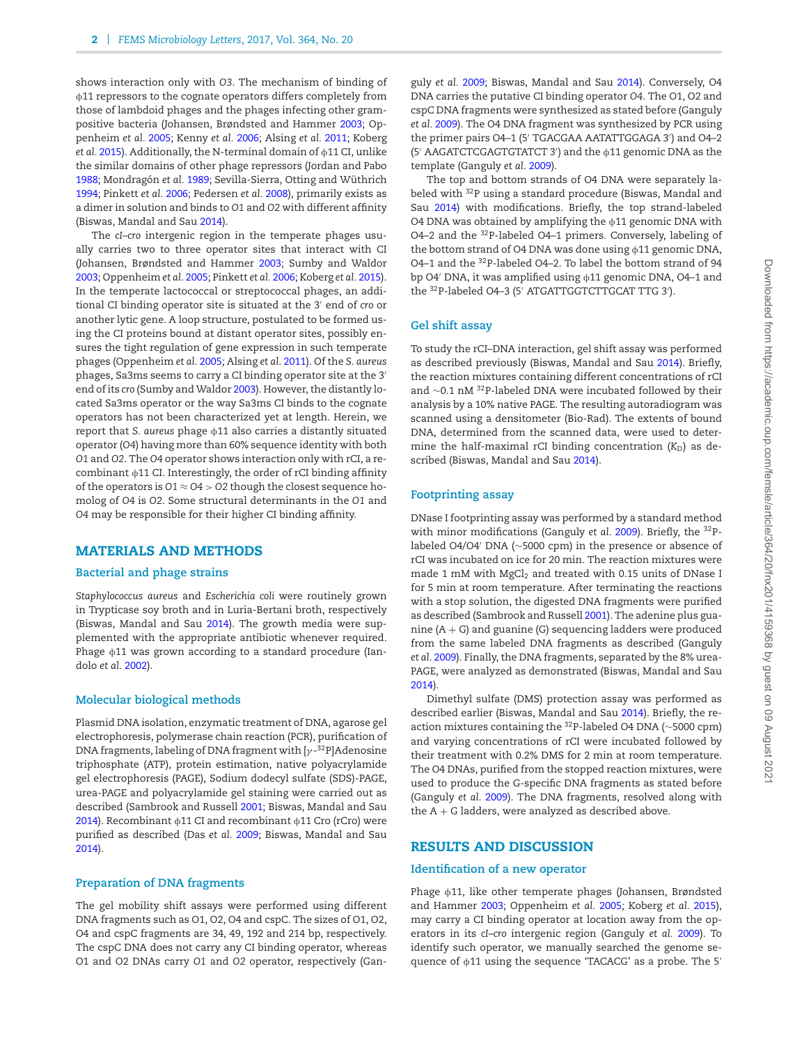shows interaction only with *O3*. The mechanism of binding of ϕ11 repressors to the cognate operators differs completely from those of lambdoid phages and the phages infecting other gram-positive bacteria (Johansen, Brøndsted and Hammer 2003; Oppenheim *et al.* 2005; Kenny *et al.* 2006; Alsing *et al.* 2011; Koberg *et al.* 2015). Additionally, the N-terminal domain of ϕ11 CI, unlike the similar domains of other phage repressors (Jordan and Pabo 1988; Mondragón *et al.* 1989; Sevilla-Sierra, Otting and Wüthrich 1994; Pinkett *et al.* 2006; Pedersen *et al.* 2008), primarily exists as a dimer in solution and binds to *O1* and *O2* with different affinity (Biswas, Mandal and Sau 2014).

The *cI*–*cro* intergenic region in the temperate phages usually carries two to three operator sites that interact with CI (Johansen, Brøndsted and Hammer 2003; Sumby and Waldor 2003; Oppenheim *et al.* 2005; Pinkett *et al.* 2006; Koberg *et al.* 2015). In the temperate lactococcal or streptococcal phages, an additional CI binding operator site is situated at the 3′ end of *cro* or another lytic gene. A loop structure, postulated to be formed using the CI proteins bound at distant operator sites, possibly ensures the tight regulation of gene expression in such temperate phages (Oppenheim *et al.* 2005; Alsing *et al.* 2011). Of the *S. aureus* phages, Sa3ms seems to carry a CI binding operator site at the 3′ end of its *cro* (Sumby and Waldor 2003). However, the distantly located Sa3ms operator or the way Sa3ms CI binds to the cognate operators has not been characterized yet at length. Herein, we report that *S. aureus* phage ϕ11 also carries a distantly situated operator (*O4*) having more than 60% sequence identity with both *O1* and *O2*. The *O4* operator shows interaction only with rCI, a recombinant ϕ11 CI. Interestingly, the order of rCI binding affinity of the operators is $O1 \approx O4 > O2$ though the closest sequence homolog of *O4* is *O2*. Some structural determinants in the *O1* and *O4* may be responsible for their higher CI binding affinity.

## MATERIALS AND METHODS

### Bacterial and phage strains

*Staphylococcus aureus* and *Escherichia coli* were routinely grown in Trypticase soy broth and in Luria-Bertani broth, respectively (Biswas, Mandal and Sau 2014). The growth media were supplemented with the appropriate antibiotic whenever required. Phage ϕ11 was grown according to a standard procedure (Iandolo *et al.* 2002).

### Molecular biological methods

Plasmid DNA isolation, enzymatic treatment of DNA, agarose gel electrophoresis, polymerase chain reaction (PCR), purification of DNA fragments, labeling of DNA fragment with [$\gamma$-$^{32}$P]Adenosine triphosphate (ATP), protein estimation, native polyacrylamide gel electrophoresis (PAGE), Sodium dodecyl sulfate (SDS)-PAGE, urea-PAGE and polyacrylamide gel staining were carried out as described (Sambrook and Russell 2001; Biswas, Mandal and Sau 2014). Recombinant ϕ11 CI and recombinant ϕ11 Cro (rCro) were purified as described (Das *et al.* 2009; Biswas, Mandal and Sau 2014).

### Preparation of DNA fragments

The gel mobility shift assays were performed using different DNA fragments such as O1, O2, O4 and cspC. The sizes of O1, O2, O4 and cspC fragments are 34, 49, 192 and 214 bp, respectively. The cspC DNA does not carry any CI binding operator, whereas O1 and O2 DNAs carry *O1* and *O2* operator, respectively (Ganguly *et al.* 2009; Biswas, Mandal and Sau 2014). Conversely, O4 DNA carries the putative CI binding operator *O4*. The O1, O2 and cspC DNA fragments were synthesized as stated before (Ganguly *et al.* 2009). The O4 DNA fragment was synthesized by PCR using the primer pairs O4–1 (5′ TGACGAA AATATTGGAGA 3′) and O4–2 (5′ AAGATCTCGGAGTGTATCT 3′) and the ϕ11 genomic DNA as the template (Ganguly *et al.* 2009).

The top and bottom strands of O4 DNA were separately labeled with $^{32}$P using a standard procedure (Biswas, Mandal and Sau 2014) with modifications. Briefly, the top strand-labeled O4 DNA was obtained by amplifying the ϕ11 genomic DNA with O4–2 and the $^{32}$P-labeled O4–1 primers. Conversely, labeling of the bottom strand of O4 DNA was done using ϕ11 genomic DNA, O4–1 and the $^{32}$P-labeled O4–2. To label the bottom strand of 94 bp O4′ DNA, it was amplified using ϕ11 genomic DNA, O4–1 and the $^{32}$P-labeled O4–3 (5′ ATGATTGGTCTTGCAT TTG 3′).

### Gel shift assay

To study the rCI–DNA interaction, gel shift assay was performed as described previously (Biswas, Mandal and Sau 2014). Briefly, the reaction mixtures containing different concentrations of rCI and ~0.1 nM $^{32}$P-labeled DNA were incubated followed by their analysis by a 10% native PAGE. The resulting autoradiogram was scanned using a densitometer (Bio-Rad). The extents of bound DNA, determined from the scanned data, were used to determine the half-maximal rCI binding concentration ($K_D$) as described (Biswas, Mandal and Sau 2014).

### Footprinting assay

DNase I footprinting assay was performed by a standard method with minor modifications (Ganguly *et al.* 2009). Briefly, the $^{32}$P-labeled O4/O4′ DNA (~5000 cpm) in the presence or absence of rCI was incubated on ice for 20 min. The reaction mixtures were made 1 mM with $MgCl_2$ and treated with 0.15 units of DNase I for 5 min at room temperature. After terminating the reactions with a stop solution, the digested DNA fragments were purified as described (Sambrook and Russell 2001). The adenine plus guanine (A + G) and guanine (G) sequencing ladders were produced from the same labeled DNA fragments as described (Ganguly *et al.* 2009). Finally, the DNA fragments, separated by the 8% urea-PAGE, were analyzed as demonstrated (Biswas, Mandal and Sau 2014).

Dimethyl sulfate (DMS) protection assay was performed as described earlier (Biswas, Mandal and Sau 2014). Briefly, the reaction mixtures containing the $^{32}$P-labeled O4 DNA (~5000 cpm) and varying concentrations of rCI were incubated followed by their treatment with 0.2% DMS for 2 min at room temperature. The O4 DNAs, purified from the stopped reaction mixtures, were used to produce the G-specific DNA fragments as stated before (Ganguly *et al.* 2009). The DNA fragments, resolved along with the A + G ladders, were analyzed as described above.

## RESULTS AND DISCUSSION

### Identification of a new operator

Phage ϕ11, like other temperate phages (Johansen, Brøndsted and Hammer 2003; Oppenheim *et al.* 2005; Koberg *et al.* 2015), may carry a CI binding operator at location away from the operators in its *cI*–*cro* intergenic region (Ganguly *et al.* 2009). To identify such operator, we manually searched the genome sequence of ϕ11 using the sequence 'TACACG' as a probe. The 5′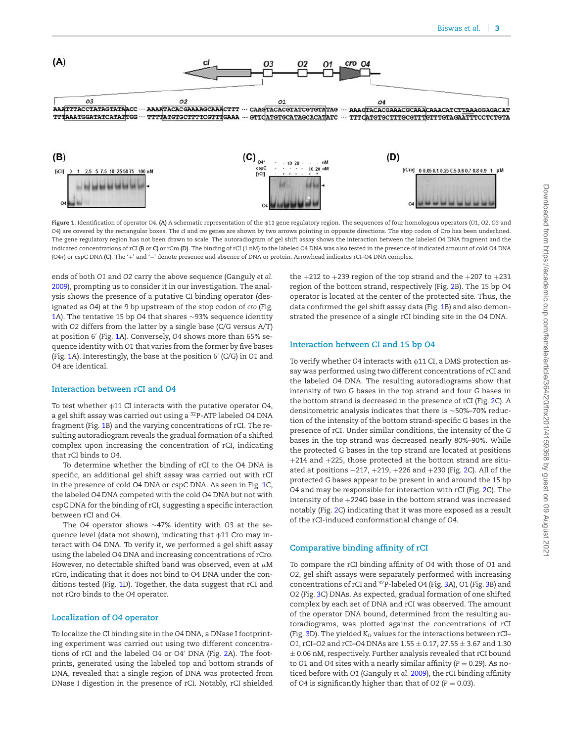Figure 1. Identification of operator O4. (A) A schematic representation of the ϕ11 gene regulatory region. The sequences of four homologous operators (O1, O2, O3 and O4) are covered by the rectangular boxes. The cI and cro genes are shown by two arrows pointing in opposite directions. The stop codon of Cro has been underlined. The gene regulatory region has not been drawn to scale. The autoradiogram of gel shift assay shows the interaction between the labeled O4 DNA fragment and the indicated concentrations of rCI (B or C) or rCro (D). The binding of rCI (1 nM) to the labeled O4 DNA was also tested in the presence of indicated amount of cold O4 DNA (O4*) or cspC DNA (C). The '+' and '−' denote presence and absence of DNA or protein. Arrowhead indicates rCI–O4 DNA complex.

ends of both O1 and O2 carry the above sequence (Ganguly *et al.* 2009), prompting us to consider it in our investigation. The analysis shows the presence of a putative CI binding operator (designated as O4) at the 9 bp upstream of the stop codon of *cro* (Fig. 1A). The tentative 15 bp O4 that shares ~93% sequence identity with O2 differs from the latter by a single base (C/G versus A/T) at position 6′ (Fig. 1A). Conversely, O4 shows more than 65% sequence identity with O1 that varies from the former by five bases (Fig. 1A). Interestingly, the base at the position 6′ (C/G) in O1 and O4 are identical.

### Interaction between rCI and O4

To test whether ϕ11 CI interacts with the putative operator O4, a gel shift assay was carried out using a $^{32}$P-ATP labeled O4 DNA fragment (Fig. 1B) and the varying concentrations of rCI. The resulting autoradiogram reveals the gradual formation of a shifted complex upon increasing the concentration of rCI, indicating that rCI binds to O4.

To determine whether the binding of rCI to the O4 DNA is specific, an additional gel shift assay was carried out with rCI in the presence of cold O4 DNA or cspC DNA. As seen in Fig. 1C, the labeled O4 DNA competed with the cold O4 DNA but not with cspC DNA for the binding of rCI, suggesting a specific interaction between rCI and O4.

The O4 operator shows ~47% identity with O3 at the sequence level (data not shown), indicating that ϕ11 Cro may interact with O4 DNA. To verify it, we performed a gel shift assay using the labeled O4 DNA and increasing concentrations of rCro. However, no detectable shifted band was observed, even at μM rCro, indicating that it does not bind to O4 DNA under the conditions tested (Fig. 1D). Together, the data suggest that rCI and not rCro binds to the O4 operator.

### Localization of O4 operator

To localize the CI binding site in the O4 DNA, a DNase I footprinting experiment was carried out using two different concentrations of rCI and the labeled O4 or O4′ DNA (Fig. 2A). The footprints, generated using the labeled top and bottom strands of DNA, revealed that a single region of DNA was protected from DNase I digestion in the presence of rCI. Notably, rCI shielded the +212 to +239 region of the top strand and the +207 to +231 region of the bottom strand, respectively (Fig. 2B). The 15 bp O4 operator is located at the center of the protected site. Thus, the data confirmed the gel shift assay data (Fig. 1B) and also demonstrated the presence of a single rCI binding site in the O4 DNA.

### Interaction between CI and 15 bp O4

To verify whether O4 interacts with ϕ11 CI, a DMS protection assay was performed using two different concentrations of rCI and the labeled O4 DNA. The resulting autoradiograms show that intensity of two G bases in the top strand and four G bases in the bottom strand is decreased in the presence of rCI (Fig. 2C). A densitometric analysis indicates that there is ~50%–70% reduction of the intensity of the bottom strand-specific G bases in the presence of rCI. Under similar conditions, the intensity of the G bases in the top strand was decreased nearly 80%–90%. While the protected G bases in the top strand are located at positions +214 and +225, those protected at the bottom strand are situated at positions +217, +219, +226 and +230 (Fig. 2C). All of the protected G bases appear to be present in and around the 15 bp O4 and may be responsible for interaction with rCI (Fig. 2C). The intensity of the +224G base in the bottom strand was increased notably (Fig. 2C) indicating that it was more exposed as a result of the rCI-induced conformational change of O4.

### Comparative binding affinity of rCI

To compare the rCI binding affinity of O4 with those of O1 and O2, gel shift assays were separately performed with increasing concentrations of rCI and $^{32}$P-labeled O4 (Fig. 3A), O1 (Fig. 3B) and O2 (Fig. 3C) DNAs. As expected, gradual formation of one shifted complex by each set of DNA and rCI was observed. The amount of the operator DNA bound, determined from the resulting autoradiograms, was plotted against the concentrations of rCI (Fig. 3D). The yielded $K_D$ values for the interactions between rCI–O1, rCI–O2 and rCI–O4 DNAs are 1.55 ± 0.17, 27.55 ± 3.67 and 1.30 ± 0.06 nM, respectively. Further analysis revealed that rCI bound to O1 and O4 sites with a nearly similar affinity ($P = 0.29$). As noticed before with O1 (Ganguly *et al.* 2009), the rCI binding affinity of O4 is significantly higher than that of O2 ($P = 0.03$).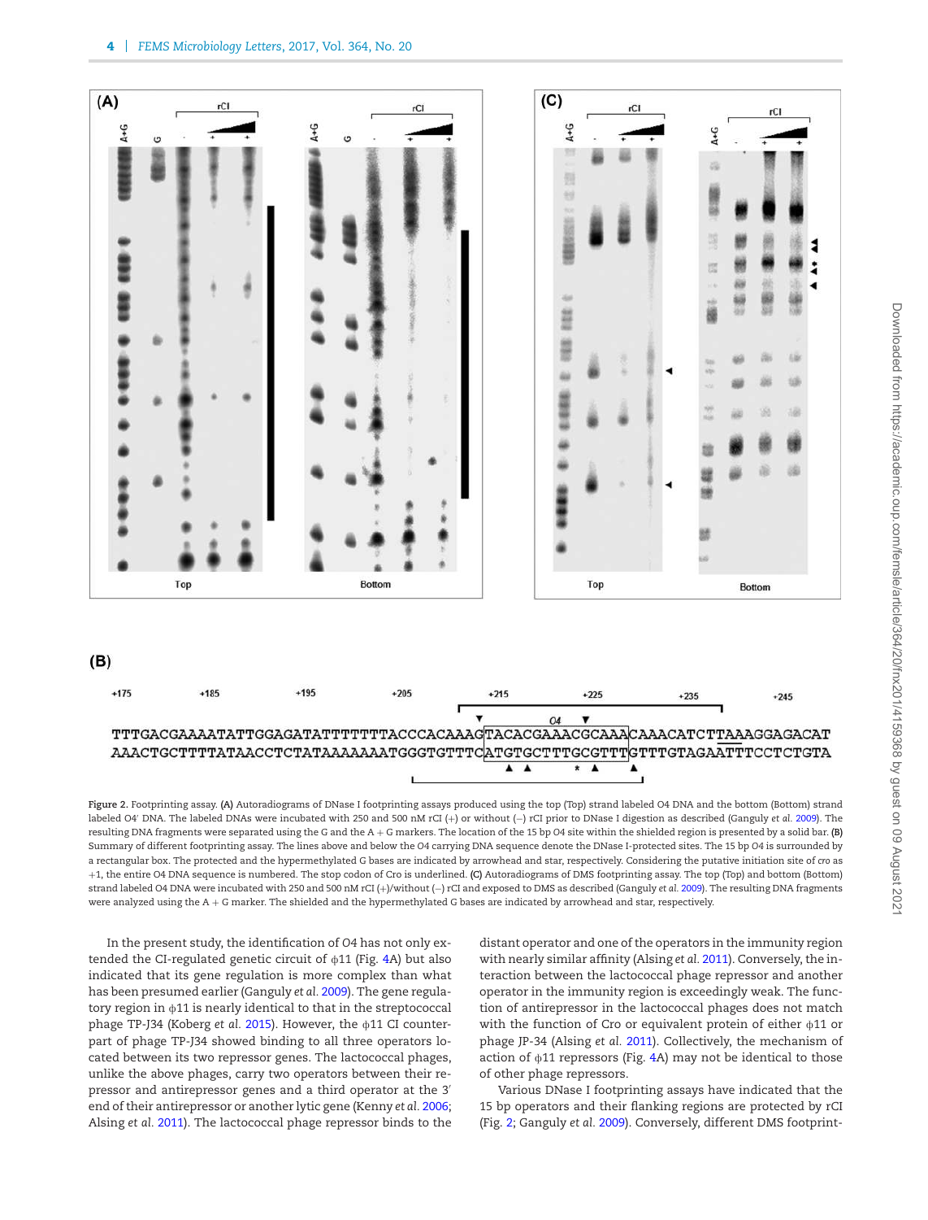**Figure 2.** Footprinting assay. **(A)** Autoradiograms of DNase I footprinting assays produced using the top (Top) strand labeled O4 DNA and the bottom (Bottom) strand labeled O4′ DNA. The labeled DNAs were incubated with 250 and 500 nM rCI (+) or without (−) rCI prior to DNase I digestion as described (Ganguly *et al.* 2009). The resulting DNA fragments were separated using the G and the A + G markers. The location of the 15 bp O4 site within the shielded region is presented by a solid bar. **(B)** Summary of different footprinting assay. The lines above and below the O4 carrying DNA sequence denote the DNase I-protected sites. The 15 bp O4 is surrounded by a rectangular box. The protected and the hypermethylated G bases are indicated by arrowhead and star, respectively. Considering the putative initiation site of *cro* as +1, the entire O4 DNA sequence is numbered. The stop codon of Cro is underlined. **(C)** Autoradiograms of DMS footprinting assay. The top (Top) and bottom (Bottom) strand labeled O4 DNA were incubated with 250 and 500 nM rCI (+)/without (−) rCI and exposed to DMS as described (Ganguly *et al.* 2009). The resulting DNA fragments were analyzed using the A + G marker. The shielded and the hypermethylated G bases are indicated by arrowhead and star, respectively.

In the present study, the identification of O4 has not only extended the CI-regulated genetic circuit of ϕ11 (Fig. 4A) but also indicated that its gene regulation is more complex than what has been presumed earlier (Ganguly *et al.* 2009). The gene regulatory region in ϕ11 is nearly identical to that in the streptococcal phage TP-J34 (Koberg *et al.* 2015). However, the ϕ11 CI counterpart of phage TP-J34 showed binding to all three operators located between its two repressor genes. The lactococcal phages, unlike the above phages, carry two operators between their repressor and antirepressor genes and a third operator at the 3′ end of their antirepressor or another lytic gene (Kenny *et al.* 2006; Alsing *et al.* 2011). The lactococcal phage repressor binds to the distant operator and one of the operators in the immunity region with nearly similar affinity (Alsing *et al.* 2011). Conversely, the interaction between the lactococcal phage repressor and another operator in the immunity region is exceedingly weak. The function of antirepressor in the lactococcal phages does not match with the function of Cro or equivalent protein of either ϕ11 or phage JP-34 (Alsing *et al.* 2011). Collectively, the mechanism of action of ϕ11 repressors (Fig. 4A) may not be identical to those of other phage repressors.

Various DNase I footprinting assays have indicated that the 15 bp operators and their flanking regions are protected by rCI (Fig. 2; Ganguly *et al.* 2009). Conversely, different DMS footprint-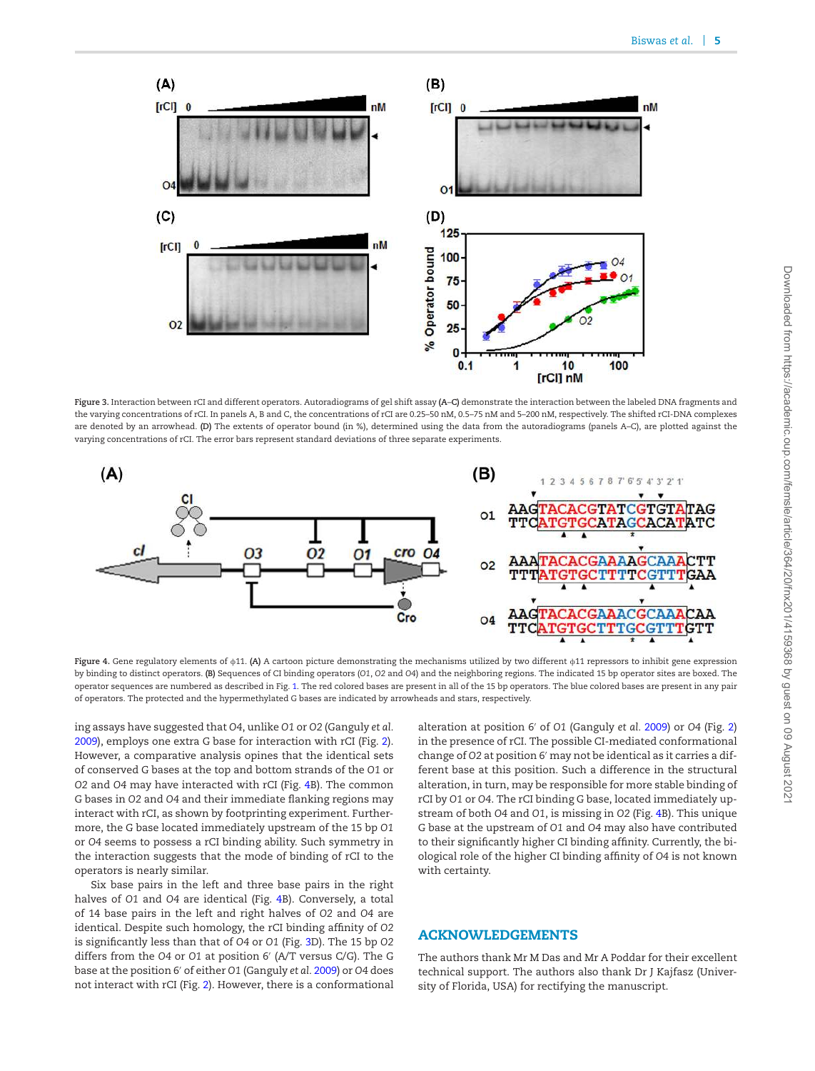Figure 3. Interaction between rCI and different operators. Autoradiograms of gel shift assay **(A–C)** demonstrate the interaction between the labeled DNA fragments and the varying concentrations of rCI. In panels A, B and C, the concentrations of rCI are 0.25–50 nM, 0.5–75 nM and 5–200 nM, respectively. The shifted rCI-DNA complexes are denoted by an arrowhead. **(D)** The extents of operator bound (in %), determined using the data from the autoradiograms (panels A–C), are plotted against the varying concentrations of rCI. The error bars represent standard deviations of three separate experiments.

Figure 4. Gene regulatory elements of ϕ11. **(A)** A cartoon picture demonstrating the mechanisms utilized by two different ϕ11 repressors to inhibit gene expression by binding to distinct operators. **(B)** Sequences of CI binding operators (*O1*, *O2* and *O4*) and the neighboring regions. The indicated 15 bp operator sites are boxed. The operator sequences are numbered as described in Fig. 1. The red colored bases are present in all of the 15 bp operators. The blue colored bases are present in any pair of operators. The protected and the hypermethylated G bases are indicated by arrowheads and stars, respectively.

ing assays have suggested that *O4*, unlike *O1* or *O2* (Ganguly *et al.* 2009), employs one extra G base for interaction with rCI (Fig. 2). However, a comparative analysis opines that the identical sets of conserved G bases at the top and bottom strands of the *O1* or *O2* and *O4* may have interacted with rCI (Fig. 4B). The common G bases in *O2* and *O4* and their immediate flanking regions may interact with rCI, as shown by footprinting experiment. Furthermore, the G base located immediately upstream of the 15 bp *O1* or *O4* seems to possess a rCI binding ability. Such symmetry in the interaction suggests that the mode of binding of rCI to the operators is nearly similar.

Six base pairs in the left and three base pairs in the right halves of *O1* and *O4* are identical (Fig. 4B). Conversely, a total of 14 base pairs in the left and right halves of *O2* and *O4* are identical. Despite such homology, the rCI binding affinity of *O2* is significantly less than that of *O4* or *O1* (Fig. 3D). The 15 bp *O2* differs from the *O4* or *O1* at position 6′ (A/T versus C/G). The G base at the position 6′ of either *O1* (Ganguly *et al.* 2009) or *O4* does not interact with rCI (Fig. 2). However, there is a conformational alteration at position 6′ of *O1* (Ganguly *et al.* 2009) or *O4* (Fig. 2) in the presence of rCI. The possible CI-mediated conformational change of *O2* at position 6′ may not be identical as it carries a different base at this position. Such a difference in the structural alteration, in turn, may be responsible for more stable binding of rCI by *O1* or *O4*. The rCI binding G base, located immediately upstream of both *O4* and *O1*, is missing in *O2* (Fig. 4B). This unique G base at the upstream of *O1* and *O4* may also have contributed to their significantly higher CI binding affinity. Currently, the biological role of the higher CI binding affinity of *O4* is not known with certainty.

## ACKNOWLEDGEMENTS

The authors thank Mr M Das and Mr A Poddar for their excellent technical support. The authors also thank Dr J Kajfasz (University of Florida, USA) for rectifying the manuscript.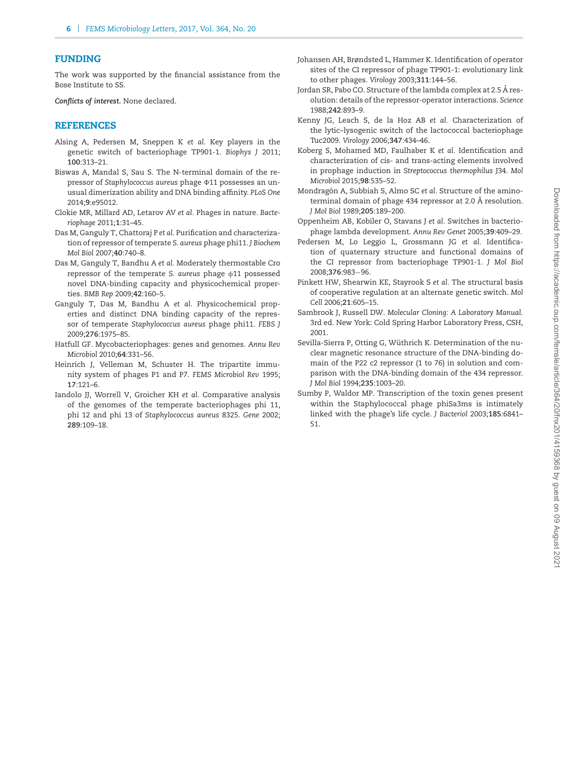## FUNDING

The work was supported by the financial assistance from the Bose Institute to SS.

***Conflicts of interest.*** None declared.

## REFERENCES

Alsing A, Pedersen M, Sneppen K *et al.* Key players in the genetic switch of bacteriophage TP901-1. *Biophys J* 2011; **100**:313–21.

Biswas A, Mandal S, Sau S. The N-terminal domain of the repressor of *Staphylococcus aureus* phage Φ11 possesses an unusual dimerization ability and DNA binding affinity. *PLoS One* 2014;**9**:e95012.

Clokie MR, Millard AD, Letarov AV *et al.* Phages in nature. *Bacteriophage* 2011;**1**:31–45.

Das M, Ganguly T, Chattoraj P *et al.* Purification and characterization of repressor of temperate *S. aureus* phage phi11. *J Biochem Mol Biol* 2007;**40**:740–8.

Das M, Ganguly T, Bandhu A *et al.* Moderately thermostable Cro repressor of the temperate *S. aureus* phage ϕ11 possessed novel DNA-binding capacity and physicochemical properties. *BMB Rep* 2009;**42**:160–5.

Ganguly T, Das M, Bandhu A *et al.* Physicochemical properties and distinct DNA binding capacity of the repressor of temperate *Staphylococcus aureus* phage phi11. *FEBS J* 2009;**276**:1975–85.

Hatfull GF. Mycobacteriophages: genes and genomes. *Annu Rev Microbiol* 2010;**64**:331–56.

Heinrich J, Velleman M, Schuster H. The tripartite immunity system of phages P1 and P7. *FEMS Microbiol Rev* 1995; **17**:121–6.

Iandolo JJ, Worrell V, Groicher KH *et al.* Comparative analysis of the genomes of the temperate bacteriophages phi 11, phi 12 and phi 13 of *Staphylococcus aureus* 8325. *Gene* 2002; **289**:109–18.

Johansen AH, Brøndsted L, Hammer K. Identification of operator sites of the CI repressor of phage TP901-1: evolutionary link to other phages. *Virology* 2003;**311**:144–56.

Jordan SR, Pabo CO. Structure of the lambda complex at 2.5 Å resolution: details of the repressor-operator interactions. *Science* 1988;**242**:893–9.

Kenny JG, Leach S, de la Hoz AB *et al.* Characterization of the lytic–lysogenic switch of the lactococcal bacteriophage Tuc2009. *Virology* 2006;**347**:434–46.

Koberg S, Mohamed MD, Faulhaber K *et al.* Identification and characterization of cis- and trans-acting elements involved in prophage induction in *Streptococcus thermophilus* J34. *Mol Microbiol* 2015;**98**:535–52.

Mondragón A, Subbiah S, Almo SC *et al.* Structure of the amino-terminal domain of phage 434 repressor at 2.0 Å resolution. *J Mol Biol* 1989;**205**:189–200.

Oppenheim AB, Kobiler O, Stavans J *et al.* Switches in bacteriophage lambda development. *Annu Rev Genet* 2005;**39**:409–29.

Pedersen M, Lo Leggio L, Grossmann JG *et al.* Identification of quaternary structure and functional domains of the CI repressor from bacteriophage TP901-1. *J Mol Biol* 2008;**376**:983−96.

Pinkett HW, Shearwin KE, Stayrook S *et al.* The structural basis of cooperative regulation at an alternate genetic switch. *Mol Cell* 2006;**21**:605–15.

Sambrook J, Russell DW. *Molecular Cloning: A Laboratory Manual*. 3rd ed. New York: Cold Spring Harbor Laboratory Press, CSH, 2001.

Sevilla-Sierra P, Otting G, Wüthrich K. Determination of the nuclear magnetic resonance structure of the DNA-binding domain of the P22 c2 repressor (1 to 76) in solution and comparison with the DNA-binding domain of the 434 repressor. *J Mol Biol* 1994;**235**:1003–20.

Sumby P, Waldor MP. Transcription of the toxin genes present within the Staphylococcal phage phiSa3ms is intimately linked with the phage's life cycle. *J Bacteriol* 2003;**185**:6841–51.